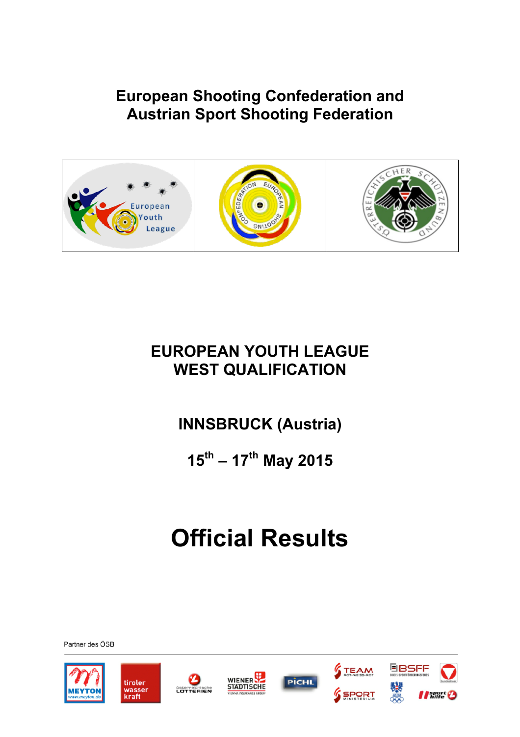# European Shooting Confederation and Austrian Sport Shooting Federation

## EUROPEAN YOUTH LEAGUE WEST QUALIFICATION

### INNSBRUCK (Austria)

### 15th – 17th May 2015

# Official Results

Partner des ÖSB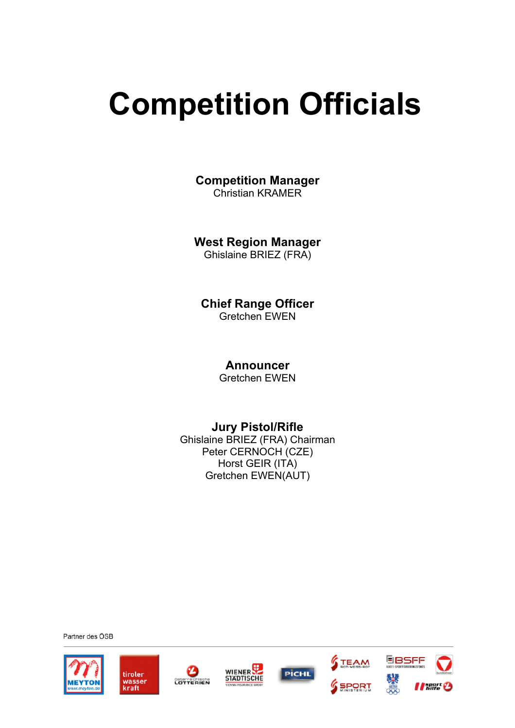# Competition Officials

**Competition Manager**
Christian KRAMER

**West Region Manager**
Ghislaine BRIEZ (FRA)

**Chief Range Officer**
Gretchen EWEN

**Announcer**
Gretchen EWEN

**Jury Pistol/Rifle**
Ghislaine BRIEZ (FRA) Chairman
Peter CERNOCH (CZE)
Horst GEIR (ITA)
Gretchen EWEN(AUT)

Partner des ÖSB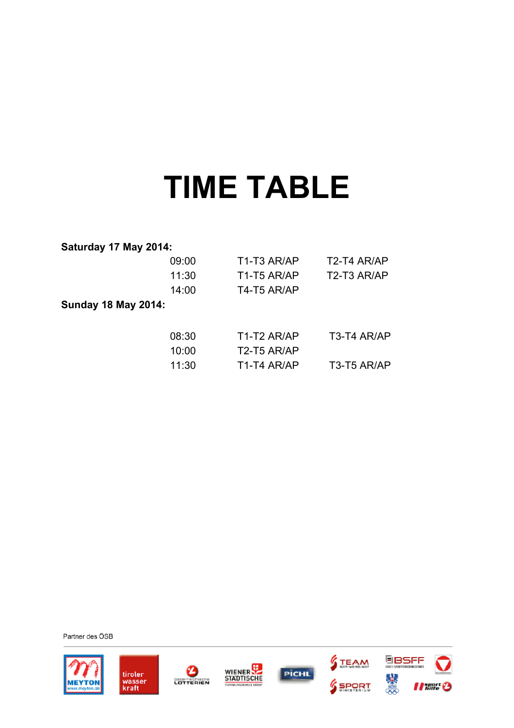# TIME TABLE

**Saturday 17 May 2014:**

| | | |
|---|---|---|
| 09:00 | T1-T3 AR/AP | T2-T4 AR/AP |
| 11:30 | T1-T5 AR/AP | T2-T3 AR/AP |
| 14:00 | T4-T5 AR/AP | |

**Sunday 18 May 2014:**

| | | |
|---|---|---|
| 08:30 | T1-T2 AR/AP | T3-T4 AR/AP |
| 10:00 | T2-T5 AR/AP | |
| 11:30 | T1-T4 AR/AP | T3-T5 AR/AP |

Partner des ÖSB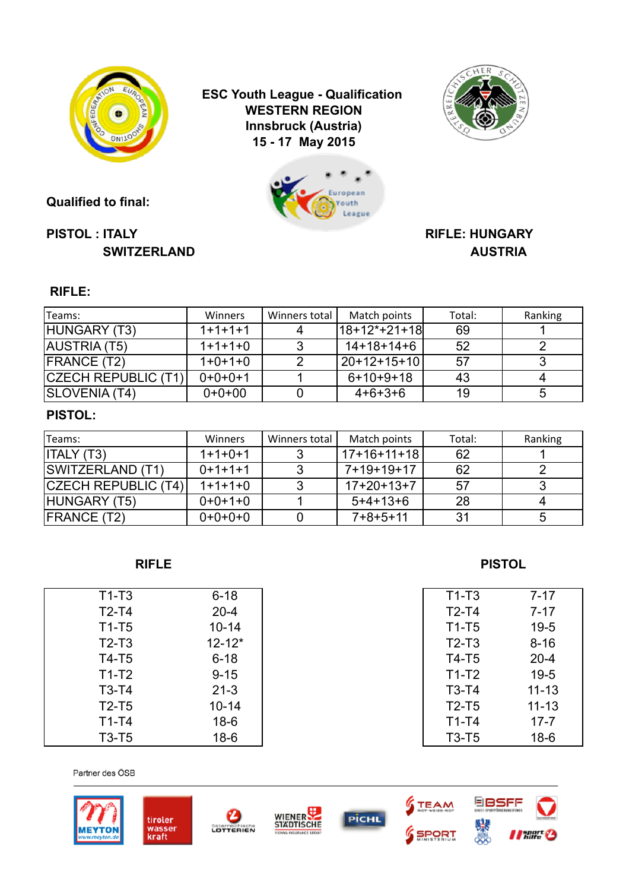**ESC Youth League - Qualification**
**WESTERN REGION**
**Innsbruck (Austria)**
**15 - 17 May 2015**

**Qualified to final:**

**PISTOL : ITALY**
**SWITZERLAND**

**RIFLE: HUNGARY**
**AUSTRIA**

## RIFLE:

| Teams: | Winners | Winners total | Match points | Total: | Ranking |
|---|---|---|---|---|---|
| HUNGARY (T3) | 1+1+1+1 | 4 | 18+12*+21+18 | 69 | 1 |
| AUSTRIA (T5) | 1+1+1+0 | 3 | 14+18+14+6 | 52 | 2 |
| FRANCE (T2) | 1+0+1+0 | 2 | 20+12+15+10 | 57 | 3 |
| CZECH REPUBLIC (T1) | 0+0+0+1 | 1 | 6+10+9+18 | 43 | 4 |
| SLOVENIA (T4) | 0+0+00 | 0 | 4+6+3+6 | 19 | 5 |

## PISTOL:

| Teams: | Winners | Winners total | Match points | Total: | Ranking |
|---|---|---|---|---|---|
| ITALY (T3) | 1+1+0+1 | 3 | 17+16+11+18 | 62 | 1 |
| SWITZERLAND (T1) | 0+1+1+1 | 3 | 7+19+19+17 | 62 | 2 |
| CZECH REPUBLIC (T4) | 1+1+1+0 | 3 | 17+20+13+7 | 57 | 3 |
| HUNGARY (T5) | 0+0+1+0 | 1 | 5+4+13+6 | 28 | 4 |
| FRANCE (T2) | 0+0+0+0 | 0 | 7+8+5+11 | 31 | 5 |

**RIFLE**

| | |
|---|---|
| T1-T3 | 6-18 |
| T2-T4 | 20-4 |
| T1-T5 | 10-14 |
| T2-T3 | 12-12* |
| T4-T5 | 6-18 |
| T1-T2 | 9-15 |
| T3-T4 | 21-3 |
| T2-T5 | 10-14 |
| T1-T4 | 18-6 |
| T3-T5 | 18-6 |

**PISTOL**

| | |
|---|---|
| T1-T3 | 7-17 |
| T2-T4 | 7-17 |
| T1-T5 | 19-5 |
| T2-T3 | 8-16 |
| T4-T5 | 20-4 |
| T1-T2 | 19-5 |
| T3-T4 | 11-13 |
| T2-T5 | 11-13 |
| T1-T4 | 17-7 |
| T3-T5 | 18-6 |

Partner des ÖSB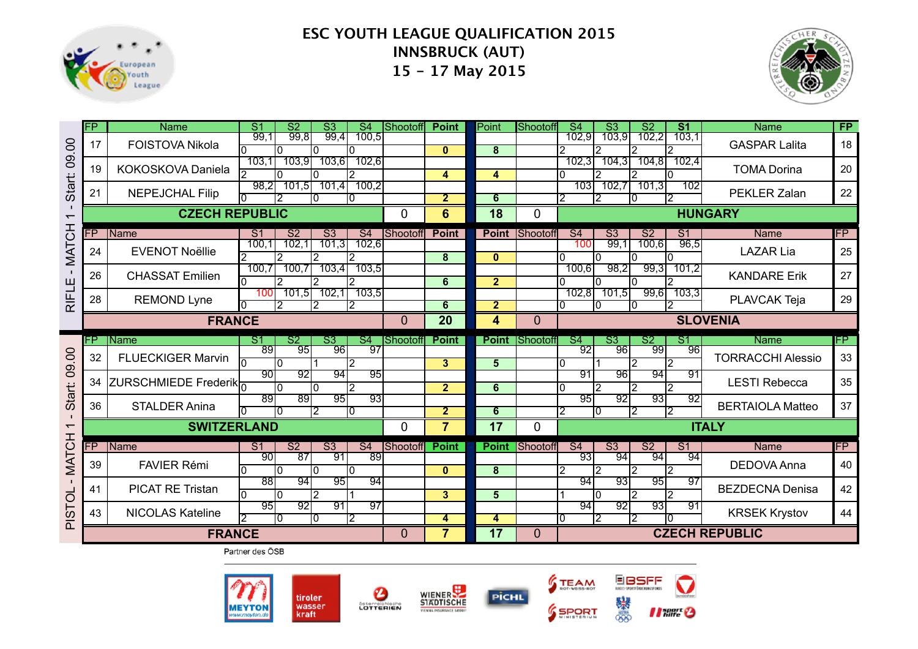# ESC YOUTH LEAGUE QUALIFICATION 2015
## INNSBRUCK (AUT)
## 15 - 17 May 2015

### RIFLE - MATCH 1 - Start: 09.00

| FP | Name | S1 | S2 | S3 | S4 | Shootoff | Point | Point | Shootoff | S4 | S3 | S2 | S1 | Name | FP |
|---|---|---|---|---|---|---|---|---|---|---|---|---|---|---|---|
| 17 | FOISTOVA Nikola | 99,1 | 99,8 | 99,4 | 100,5 | | | | | 102,9 | 103,9 | 102,2 | 103,1 | GASPAR Lalita | 18 |
| | | 0 | 0 | 0 | 0 | | 0 | 8 | | 2 | 2 | 2 | 2 | | |
| 19 | KOKOSKOVA Daniela | 103,1 | 103,9 | 103,6 | 102,6 | | | | | 102,3 | 104,3 | 104,8 | 102,4 | TOMA Dorina | 20 |
| | | 2 | 0 | 0 | 2 | | 4 | 4 | | 0 | 2 | 2 | 0 | | |
| 21 | NEPEJCHAL Filip | 98,2 | 101,5 | 101,4 | 100,2 | | | | | 103 | 102,7 | 101,3 | 102 | PEKLER Zalan | 22 |
| | | 0 | 2 | 0 | 0 | | 2 | 6 | | 2 | 2 | 0 | 2 | | |
| | **CZECH REPUBLIC** | | | | | 0 | 6 | 18 | 0 | | | | | **HUNGARY** | |

| FP | Name | S1 | S2 | S3 | S4 | Shootoff | Point | Point | Shootoff | S4 | S3 | S2 | S1 | Name | FP |
|---|---|---|---|---|---|---|---|---|---|---|---|---|---|---|---|
| 24 | EVENOT Noëllie | 100,1 | 102,1 | 101,3 | 102,6 | | | | | 100 | 99,1 | 100,6 | 96,5 | LAZAR Lia | 25 |
| | | 2 | 2 | 2 | 2 | | 8 | 0 | | 0 | 0 | 0 | 0 | | |
| 26 | CHASSAT Emilien | 100,7 | 100,7 | 103,4 | 103,5 | | | | | 100,6 | 98,2 | 99,3 | 101,2 | KANDARE Erik | 27 |
| | | 0 | 2 | 2 | 2 | | 6 | 2 | | 0 | 0 | 0 | 2 | | |
| 28 | REMOND Lyne | 100 | 101,5 | 102,1 | 103,5 | | | | | 102,8 | 101,5 | 99,6 | 103,3 | PLAVCAK Teja | 29 |
| | | 0 | 2 | 2 | 2 | | 6 | 2 | | 0 | 0 | 0 | 2 | | |
| | **FRANCE** | | | | | 0 | 20 | 4 | 0 | | | | | **SLOVENIA** | |

### PISTOL - MATCH 1 - Start: 09.00

| FP | Name | S1 | S2 | S3 | S4 | Shootoff | Point | Point | Shootoff | S4 | S3 | S2 | S1 | Name | FP |
|---|---|---|---|---|---|---|---|---|---|---|---|---|---|---|---|
| 32 | FLUECKIGER Marvin | 89 | 95 | 96 | 97 | | | | | 92 | 96 | 99 | 96 | TORRACCHI Alessio | 33 |
| | | 0 | 0 | 1 | 2 | | 3 | 5 | | 0 | 1 | 2 | 2 | | |
| 34 | ZURSCHMIEDE Frederik | 90 | 92 | 94 | 95 | | | | | 91 | 96 | 94 | 91 | LESTI Rebecca | 35 |
| | | 0 | 0 | 0 | 2 | | 2 | 6 | | 0 | 2 | 2 | 2 | | |
| 36 | STALDER Anina | 89 | 89 | 95 | 93 | | | | | 95 | 92 | 93 | 92 | BERTAIOLA Matteo | 37 |
| | | 0 | 0 | 2 | 0 | | 2 | 6 | | 2 | 0 | 2 | 2 | | |
| | **SWITZERLAND** | | | | | 0 | 7 | 17 | 0 | | | | | **ITALY** | |

| FP | Name | S1 | S2 | S3 | S4 | Shootoff | Point | Point | Shootoff | S4 | S3 | S2 | S1 | Name | FP |
|---|---|---|---|---|---|---|---|---|---|---|---|---|---|---|---|
| 39 | FAVIER Rémi | 90 | 87 | 91 | 89 | | | | | 93 | 94 | 94 | 94 | DEDOVA Anna | 40 |
| | | 0 | 0 | 0 | 0 | | 0 | 8 | | 2 | 2 | 2 | 2 | | |
| 41 | PICAT RE Tristan | 88 | 94 | 95 | 94 | | | | | 94 | 93 | 95 | 97 | BEZDECNA Denisa | 42 |
| | | 0 | 0 | 2 | 1 | | 3 | 5 | | 1 | 0 | 2 | 2 | | |
| 43 | NICOLAS Kateline | 95 | 92 | 91 | 97 | | | | | 94 | 92 | 93 | 91 | KRSEK Krystov | 44 |
| | | 2 | 0 | 0 | 2 | | 4 | 4 | | 0 | 2 | 2 | 0 | | |
| | **FRANCE** | | | | | 0 | 7 | 17 | 0 | | | | | **CZECH REPUBLIC** | |

Partner des ÖSB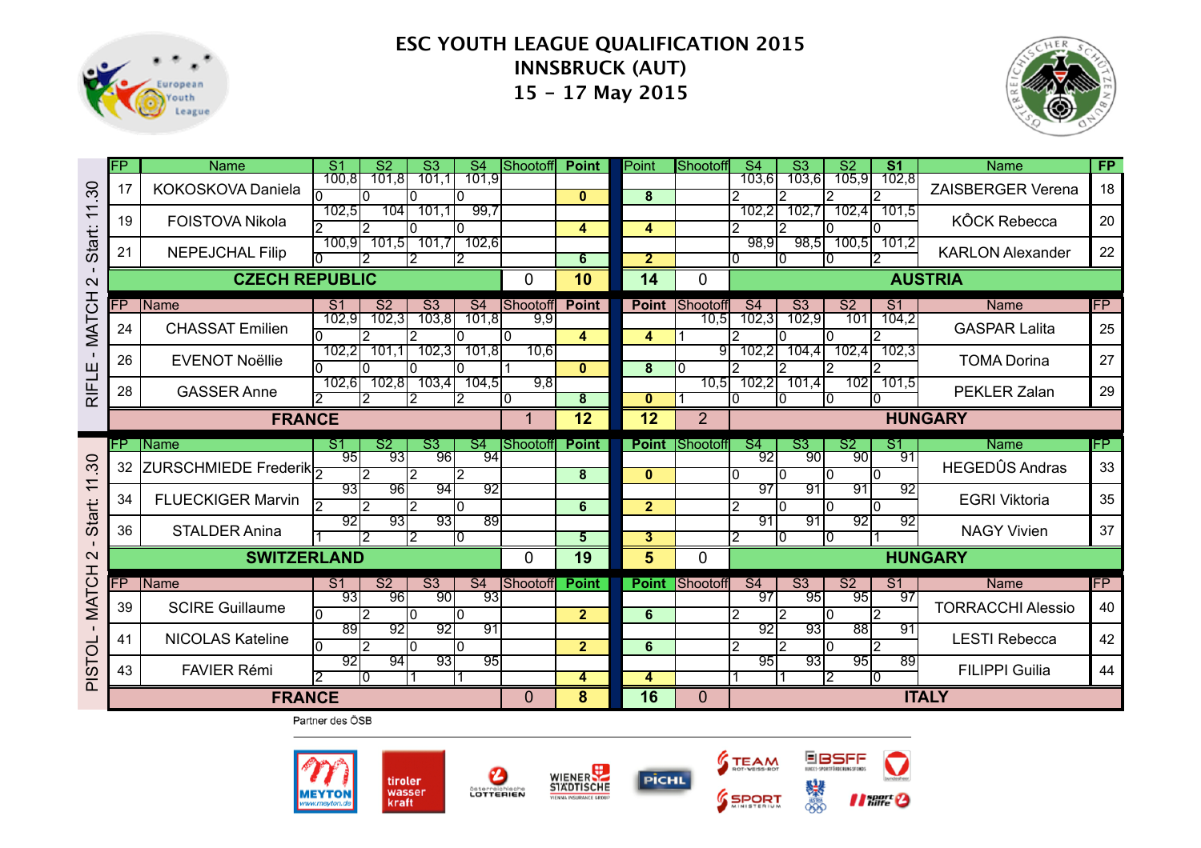# ESC YOUTH LEAGUE QUALIFICATION 2015
## INNSBRUCK (AUT)
## 15 - 17 May 2015

### RIFLE - MATCH 2 - Start: 11.30

| FP | Name | S1 | S2 | S3 | S4 | Shootoff | Point | Point | Shootoff | S4 | S3 | S2 | S1 | Name | FP |
|---|---|---|---|---|---|---|---|---|---|---|---|---|---|---|---|
| 17 | KOKOSKOVA Daniela | 100,8 / 0 | 101,8 / 0 | 101,1 / 0 | 101,9 / 0 | | 0 | 8 | | 103,6 / 2 | 103,6 / 2 | 105,9 / 2 | 102,8 / 2 | ZAISBERGER Verena | 18 |
| 19 | FOISTOVA Nikola | 102,5 / 2 | 104 / 2 | 101,1 / 0 | 99,7 / 0 | | 4 | 4 | | 102,2 / 2 | 102,7 / 2 | 102,4 / 0 | 101,5 / 0 | KÔCK Rebecca | 20 |
| 21 | NEPEJCHAL Filip | 100,9 / 0 | 101,5 / 2 | 101,7 / 2 | 102,6 / 2 | | 6 | 2 | | 98,9 / 0 | 98,5 / 0 | 100,5 / 0 | 101,2 / 2 | KARLON Alexander | 22 |
| | **CZECH REPUBLIC** | | | | | 0 | **10** | **14** | 0 | | | | | **AUSTRIA** | |

| FP | Name | S1 | S2 | S3 | S4 | Shootoff | Point | Point | Shootoff | S4 | S3 | S2 | S1 | Name | FP |
|---|---|---|---|---|---|---|---|---|---|---|---|---|---|---|---|
| 24 | CHASSAT Emilien | 102,9 / 0 | 102,3 / 2 | 103,8 / 2 | 101,8 / 0 | 9,9 | 4 | 4 | 10,5 / 1 | 102,3 / 2 | 102,9 / 0 | 101 / 0 | 104,2 / 2 | GASPAR Lalita | 25 |
| 26 | EVENOT Noëllie | 102,2 / 0 | 101,1 / 0 | 102,3 / 0 | 101,8 / 0 | 10,6 / 1 | 0 | 8 | 9 / 0 | 102,2 / 2 | 104,4 / 2 | 102,4 / 2 | 102,3 / 2 | TOMA Dorina | 27 |
| 28 | GASSER Anne | 102,6 / 2 | 102,8 / 2 | 103,4 / 2 | 104,5 / 2 | 9,8 / 0 | 8 | 0 | 10,5 / 1 | 102,2 / 0 | 101,4 / 0 | 102 / 0 | 101,5 / 0 | PEKLER Zalan | 29 |
| | **FRANCE** | | | | | 1 | **12** | **12** | 2 | | | | | **HUNGARY** | |

### PISTOL - MATCH 2 - Start: 11.30

| FP | Name | S1 | S2 | S3 | S4 | Shootoff | Point | Point | Shootoff | S4 | S3 | S2 | S1 | Name | FP |
|---|---|---|---|---|---|---|---|---|---|---|---|---|---|---|---|
| 32 | ZURSCHMIEDE Frederik | 95 / 2 | 93 / 2 | 96 / 2 | 94 / 2 | | 8 | 0 | | 92 / 0 | 90 / 0 | 90 / 0 | 91 / 0 | HEGEDÛS Andras | 33 |
| 34 | FLUECKIGER Marvin | 93 / 2 | 96 / 2 | 94 / 2 | 92 / 0 | | 6 | 2 | | 97 / 2 | 91 / 0 | 91 / 0 | 92 / 0 | EGRI Viktoria | 35 |
| 36 | STALDER Anina | 92 / 1 | 93 / 2 | 93 / 2 | 89 / 0 | | 5 | 3 | | 91 / 2 | 91 / 0 | 92 / 0 | 92 / 1 | NAGY Vivien | 37 |
| | **SWITZERLAND** | | | | | 0 | **19** | **5** | 0 | | | | | **HUNGARY** | |

| FP | Name | S1 | S2 | S3 | S4 | Shootoff | Point | Point | Shootoff | S4 | S3 | S2 | S1 | Name | FP |
|---|---|---|---|---|---|---|---|---|---|---|---|---|---|---|---|
| 39 | SCIRE Guillaume | 93 / 0 | 96 / 2 | 90 / 0 | 93 / 0 | | 2 | 6 | | 97 / 2 | 95 / 2 | 95 / 0 | 97 / 2 | TORRACCHI Alessio | 40 |
| 41 | NICOLAS Kateline | 89 / 0 | 92 / 2 | 92 / 0 | 91 / 0 | | 2 | 6 | | 92 / 2 | 93 / 2 | 88 / 0 | 91 / 2 | LESTI Rebecca | 42 |
| 43 | FAVIER Rémi | 92 / 2 | 94 / 0 | 93 / 1 | 95 / 1 | | 4 | 4 | | 95 / 1 | 93 / 1 | 95 / 2 | 89 / 0 | FILIPPI Guilia | 44 |
| | **FRANCE** | | | | | 0 | **8** | **16** | 0 | | | | | **ITALY** | |

Partner des ÖSB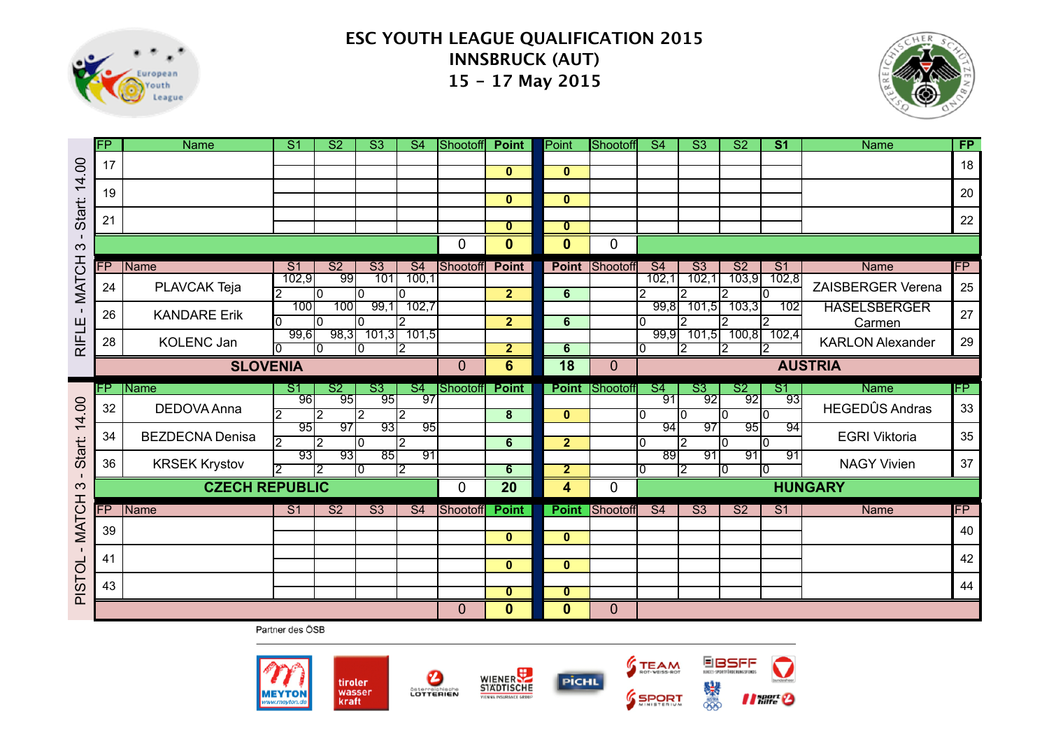# ESC YOUTH LEAGUE QUALIFICATION 2015
## INNSBRUCK (AUT)
## 15 - 17 May 2015

### RIFLE - MATCH 3 - Start: 14.00

| FP | Name | S1 | S2 | S3 | S4 | Shootoff | Point | Point | Shootoff | S4 | S3 | S2 | S1 | Name | FP |
|---|---|---|---|---|---|---|---|---|---|---|---|---|---|---|---|
| 17 | | | | | | | 0 | 0 | | | | | | | 18 |
| 19 | | | | | | | 0 | 0 | | | | | | | 20 |
| 21 | | | | | | | 0 | 0 | | | | | | | 22 |
| | | | | | | 0 | 0 | 0 | 0 | | | | | | |

| FP | Name | S1 | S2 | S3 | S4 | Shootoff | Point | Point | Shootoff | S4 | S3 | S2 | S1 | Name | FP |
|---|---|---|---|---|---|---|---|---|---|---|---|---|---|---|---|
| 24 | PLAVCAK Teja | 102,9 / 2 | 99 / 0 | 101 / 0 | 100,1 / 0 | | 2 | 6 | | 102,1 / 2 | 102,1 / 2 | 103,9 / 2 | 102,8 / 0 | ZAISBERGER Verena | 25 |
| 26 | KANDARE Erik | 100 / 0 | 100 / 0 | 99,1 / 0 | 102,7 / 2 | | 2 | 6 | | 99,8 / 0 | 101,5 / 2 | 103,3 / 2 | 102 / 2 | HASELSBERGER Carmen | 27 |
| 28 | KOLENC Jan | 99,6 / 0 | 98,3 / 0 | 101,3 / 0 | 101,5 / 2 | | 2 | 6 | | 99,9 / 0 | 101,5 / 2 | 100,8 / 2 | 102,4 / 2 | KARLON Alexander | 29 |
| | **SLOVENIA** | | | | | 0 | 6 | 18 | 0 | | | | | **AUSTRIA** | |

### PISTOL - MATCH 3 - Start: 14.00

| FP | Name | S1 | S2 | S3 | S4 | Shootoff | Point | Point | Shootoff | S4 | S3 | S2 | S1 | Name | FP |
|---|---|---|---|---|---|---|---|---|---|---|---|---|---|---|---|
| 32 | DEDOVA Anna | 96 / 2 | 95 / 2 | 95 / 2 | 97 / 2 | | 8 | 0 | | 91 / 0 | 92 / 0 | 92 / 0 | 93 / 0 | HEGEDÛS Andras | 33 |
| 34 | BEZDECNA Denisa | 95 / 2 | 97 / 2 | 93 / 0 | 95 / 2 | | 6 | 2 | | 94 / 0 | 97 / 2 | 95 / 0 | 94 / 0 | EGRI Viktoria | 35 |
| 36 | KRSEK Krystov | 93 / 2 | 93 / 2 | 85 / 0 | 91 / 2 | | 6 | 2 | | 89 / 0 | 91 / 2 | 91 / 0 | 91 / 0 | NAGY Vivien | 37 |
| | **CZECH REPUBLIC** | | | | | 0 | 20 | 4 | 0 | | | | | **HUNGARY** | |

| FP | Name | S1 | S2 | S3 | S4 | Shootoff | Point | Point | Shootoff | S4 | S3 | S2 | S1 | Name | FP |
|---|---|---|---|---|---|---|---|---|---|---|---|---|---|---|---|
| 39 | | | | | | | 0 | 0 | | | | | | | 40 |
| 41 | | | | | | | 0 | 0 | | | | | | | 42 |
| 43 | | | | | | | 0 | 0 | | | | | | | 44 |
| | | | | | | 0 | 0 | 0 | 0 | | | | | | |

Partner des ÖSB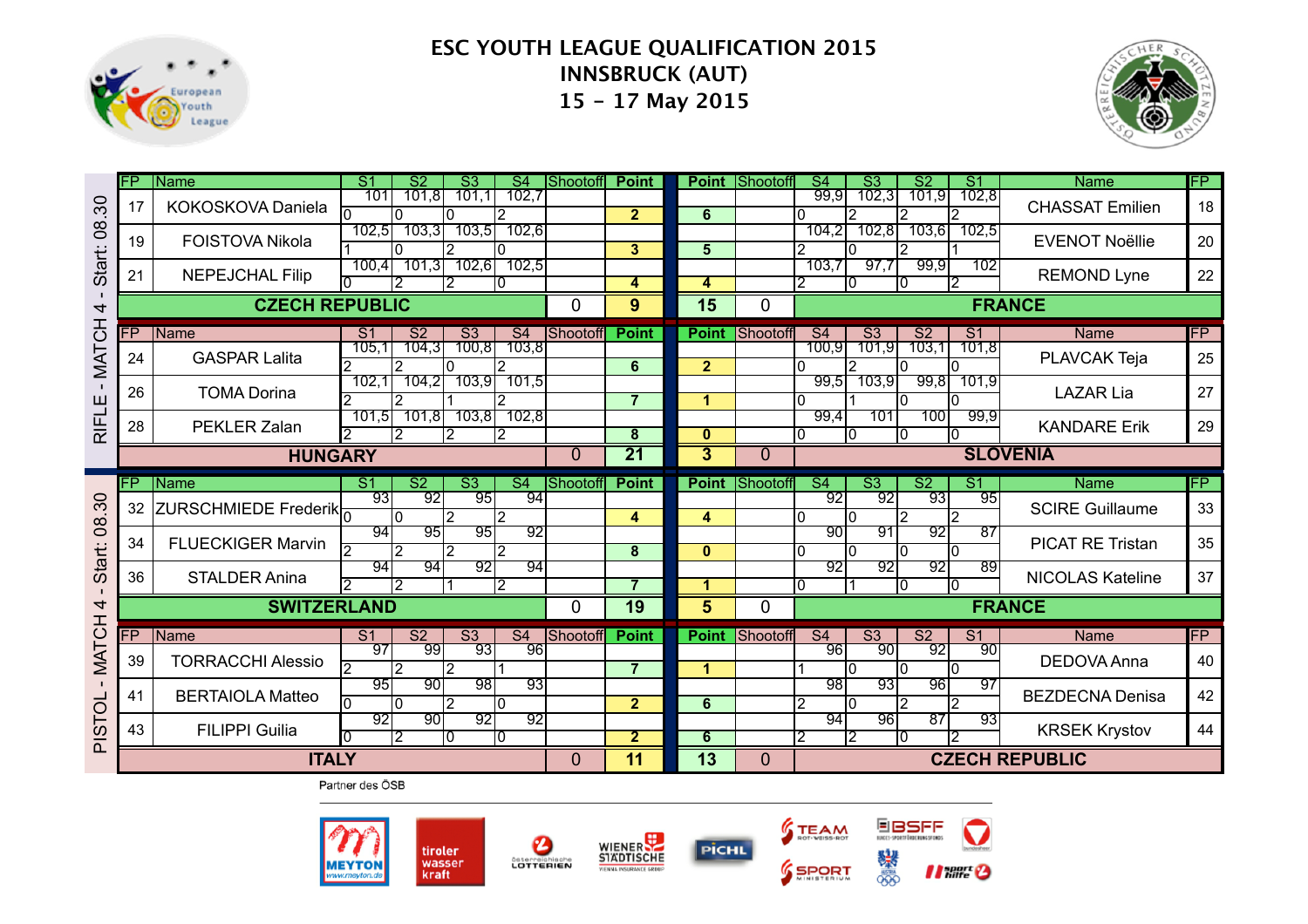# ESC YOUTH LEAGUE QUALIFICATION 2015
## INNSBRUCK (AUT)
## 15 - 17 May 2015

### RIFLE - MATCH 4 - Start: 08.30

| FP | Name | S1 | S2 | S3 | S4 | Shootoff | Point | Point | Shootoff | S4 | S3 | S2 | S1 | Name | FP |
|---|---|---|---|---|---|---|---|---|---|---|---|---|---|---|---|
| 17 | KOKOSKOVA Daniela | 101 | 101,8 | 101,1 | 102,7 | | | | | 99,9 | 102,3 | 101,9 | 102,8 | CHASSAT Emilien | 18 |
| | | 0 | 0 | 0 | 2 | | 2 | 6 | | 0 | 2 | 2 | 2 | | |
| 19 | FOISTOVA Nikola | 102,5 | 103,3 | 103,5 | 102,6 | | | | | 104,2 | 102,8 | 103,6 | 102,5 | EVENOT Noëllie | 20 |
| | | 1 | 0 | 2 | 0 | | 3 | 5 | | 2 | 0 | 2 | 1 | | |
| 21 | NEPEJCHAL Filip | 100,4 | 101,3 | 102,6 | 102,5 | | | | | 103,7 | 97,7 | 99,9 | 102 | REMOND Lyne | 22 |
| | | 0 | 2 | 2 | 0 | | 4 | 4 | | 2 | 0 | 0 | 2 | | |
| | **CZECH REPUBLIC** | | | | | 0 | **9** | **15** | 0 | | | | | **FRANCE** | |

| FP | Name | S1 | S2 | S3 | S4 | Shootoff | Point | Point | Shootoff | S4 | S3 | S2 | S1 | Name | FP |
|---|---|---|---|---|---|---|---|---|---|---|---|---|---|---|---|
| 24 | GASPAR Lalita | 105,1 | 104,3 | 100,8 | 103,8 | | | | | 100,9 | 101,9 | 103,1 | 101,8 | PLAVCAK Teja | 25 |
| | | 2 | 2 | 0 | 2 | | 6 | 2 | | 0 | 2 | 0 | 0 | | |
| 26 | TOMA Dorina | 102,1 | 104,2 | 103,9 | 101,5 | | | | | 99,5 | 103,9 | 99,8 | 101,9 | LAZAR Lia | 27 |
| | | 2 | 2 | 1 | 2 | | 7 | 1 | | 0 | 1 | 0 | 0 | | |
| 28 | PEKLER Zalan | 101,5 | 101,8 | 103,8 | 102,8 | | | | | 99,4 | 101 | 100 | 99,9 | KANDARE Erik | 29 |
| | | 2 | 2 | 2 | 2 | | 8 | 0 | | 0 | 0 | 0 | 0 | | |
| | **HUNGARY** | | | | | 0 | **21** | **3** | 0 | | | | | **SLOVENIA** | |

### PISTOL - MATCH 4 - Start: 08.30

| FP | Name | S1 | S2 | S3 | S4 | Shootoff | Point | Point | Shootoff | S4 | S3 | S2 | S1 | Name | FP |
|---|---|---|---|---|---|---|---|---|---|---|---|---|---|---|---|
| 32 | ZURSCHMIEDE Frederik | 93 | 92 | 95 | 94 | | | | | 92 | 92 | 93 | 95 | SCIRE Guillaume | 33 |
| | | 0 | 0 | 2 | 2 | | 4 | 4 | | 0 | 0 | 2 | 2 | | |
| 34 | FLUECKIGER Marvin | 94 | 95 | 95 | 92 | | | | | 90 | 91 | 92 | 87 | PICAT RE Tristan | 35 |
| | | 2 | 2 | 2 | 2 | | 8 | 0 | | 0 | 0 | 0 | 0 | | |
| 36 | STALDER Anina | 94 | 94 | 92 | 94 | | | | | 92 | 92 | 92 | 89 | NICOLAS Kateline | 37 |
| | | 2 | 2 | 1 | 2 | | 7 | 1 | | 0 | 1 | 0 | 0 | | |
| | **SWITZERLAND** | | | | | 0 | **19** | **5** | 0 | | | | | **FRANCE** | |

| FP | Name | S1 | S2 | S3 | S4 | Shootoff | Point | Point | Shootoff | S4 | S3 | S2 | S1 | Name | FP |
|---|---|---|---|---|---|---|---|---|---|---|---|---|---|---|---|
| 39 | TORRACCHI Alessio | 97 | 99 | 93 | 96 | | | | | 96 | 90 | 92 | 90 | DEDOVA Anna | 40 |
| | | 2 | 2 | 2 | 1 | | 7 | 1 | | 1 | 0 | 0 | 0 | | |
| 41 | BERTAIOLA Matteo | 95 | 90 | 98 | 93 | | | | | 98 | 93 | 96 | 97 | BEZDECNA Denisa | 42 |
| | | 0 | 0 | 2 | 0 | | 2 | 6 | | 2 | 0 | 2 | 2 | | |
| 43 | FILIPPI Guilia | 92 | 90 | 92 | 92 | | | | | 94 | 96 | 87 | 93 | KRSEK Krystov | 44 |
| | | 0 | 2 | 0 | 0 | | 2 | 6 | | 2 | 2 | 0 | 2 | | |
| | **ITALY** | | | | | 0 | **11** | **13** | 0 | | | | | **CZECH REPUBLIC** | |

Partner des ÖSB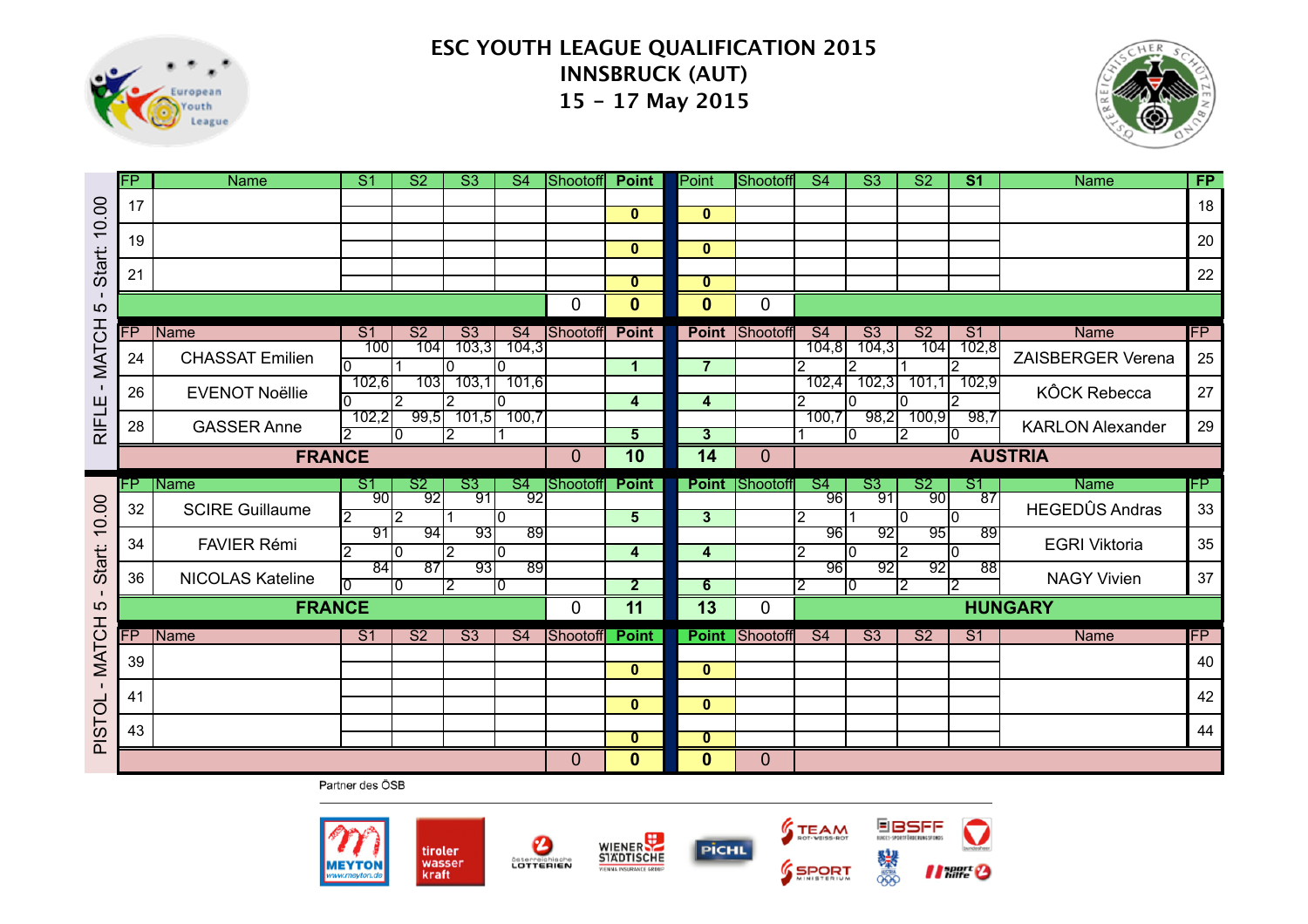# ESC YOUTH LEAGUE QUALIFICATION 2015
## INNSBRUCK (AUT)
## 15 - 17 May 2015

### RIFLE - MATCH 5 - Start: 10.00

| FP | Name | S1 | S2 | S3 | S4 | Shootoff | Point | Point | Shootoff | S4 | S3 | S2 | S1 | Name | FP |
|---|---|---|---|---|---|---|---|---|---|---|---|---|---|---|---|
| 17 | | | | | | | 0 | 0 | | | | | | | 18 |
| 19 | | | | | | | 0 | 0 | | | | | | | 20 |
| 21 | | | | | | | 0 | 0 | | | | | | | 22 |
| | | | | | | 0 | **0** | **0** | 0 | | | | | | |

| FP | Name | S1 | S2 | S3 | S4 | Shootoff | Point | Point | Shootoff | S4 | S3 | S2 | S1 | Name | FP |
|---|---|---|---|---|---|---|---|---|---|---|---|---|---|---|---|
| 24 | CHASSAT Emilien | 100 | 104 | 103,3 | 104,3 | | | | | 104,8 | 104,3 | 104 | 102,8 | ZAISBERGER Verena | 25 |
| | | 0 | 1 | 0 | 0 | | 1 | 7 | | 2 | 2 | 1 | 2 | | |
| 26 | EVENOT Noëllie | 102,6 | 103 | 103,1 | 101,6 | | | | | 102,4 | 102,3 | 101,1 | 102,9 | KÔCK Rebecca | 27 |
| | | 0 | 2 | 2 | 0 | | 4 | 4 | | 2 | 0 | 0 | 2 | | |
| 28 | GASSER Anne | 102,2 | 99,5 | 101,5 | 100,7 | | | | | 100,7 | 98,2 | 100,9 | 98,7 | KARLON Alexander | 29 |
| | | 2 | 0 | 2 | 1 | | 5 | 3 | | 1 | 0 | 2 | 0 | | |
| | **FRANCE** | | | | | 0 | **10** | **14** | 0 | | | | | **AUSTRIA** | |

### PISTOL - MATCH 5 - Start: 10.00

| FP | Name | S1 | S2 | S3 | S4 | Shootoff | Point | Point | Shootoff | S4 | S3 | S2 | S1 | Name | FP |
|---|---|---|---|---|---|---|---|---|---|---|---|---|---|---|---|
| 32 | SCIRE Guillaume | 90 | 92 | 91 | 92 | | | | | 96 | 91 | 90 | 87 | HEGEDÛS Andras | 33 |
| | | 2 | 2 | 1 | 0 | | 5 | 3 | | 2 | 1 | 0 | 0 | | |
| 34 | FAVIER Rémi | 91 | 94 | 93 | 89 | | | | | 96 | 92 | 95 | 89 | EGRI Viktoria | 35 |
| | | 2 | 0 | 2 | 0 | | 4 | 4 | | 2 | 0 | 2 | 0 | | |
| 36 | NICOLAS Kateline | 84 | 87 | 93 | 89 | | | | | 96 | 92 | 92 | 88 | NAGY Vivien | 37 |
| | | 0 | 0 | 2 | 0 | | 2 | 6 | | 2 | 0 | 2 | 2 | | |
| | **FRANCE** | | | | | 0 | **11** | **13** | 0 | | | | | **HUNGARY** | |

| FP | Name | S1 | S2 | S3 | S4 | Shootoff | Point | Point | Shootoff | S4 | S3 | S2 | S1 | Name | FP |
|---|---|---|---|---|---|---|---|---|---|---|---|---|---|---|---|
| 39 | | | | | | | 0 | 0 | | | | | | | 40 |
| 41 | | | | | | | 0 | 0 | | | | | | | 42 |
| 43 | | | | | | | 0 | 0 | | | | | | | 44 |
| | | | | | | 0 | **0** | **0** | 0 | | | | | | |

Partner des ÖSB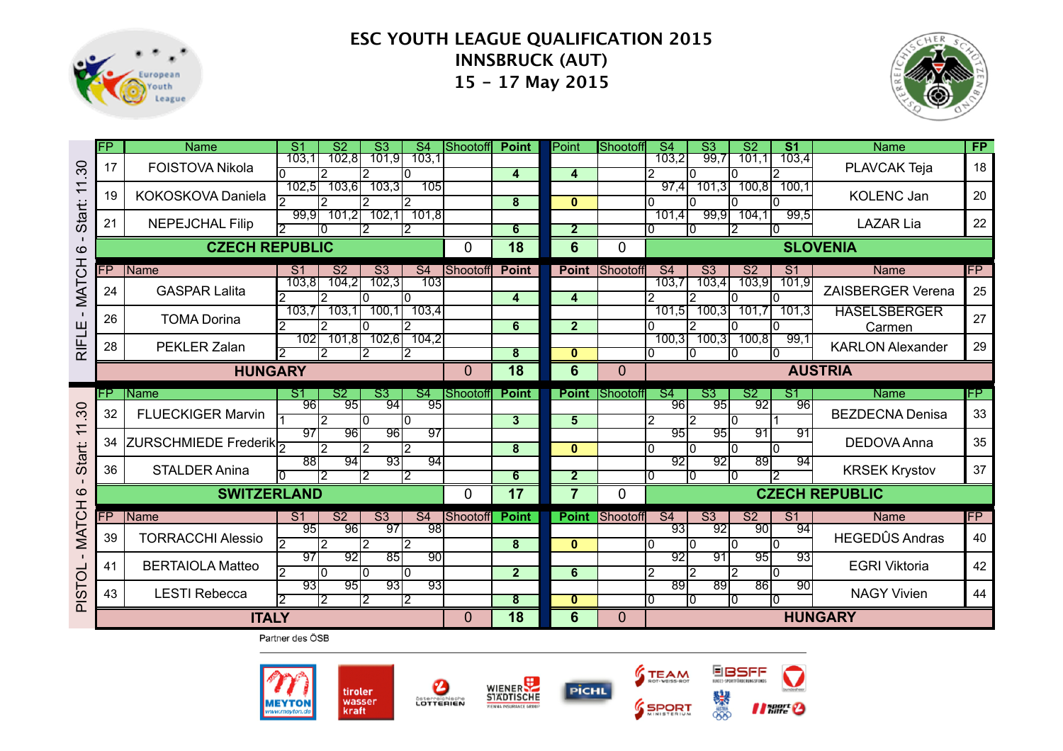# ESC YOUTH LEAGUE QUALIFICATION 2015
## INNSBRUCK (AUT)
## 15 - 17 May 2015

### RIFLE - MATCH 6 - Start: 11.30

| FP | Name | S1 | S2 | S3 | S4 | Shootoff | Point | Point | Shootoff | S4 | S3 | S2 | S1 | Name | FP |
|---|---|---|---|---|---|---|---|---|---|---|---|---|---|---|---|
| 17 | FOISTOVA Nikola | 103,1 | 102,8 | 101,9 | 103,1 | | | | | 103,2 | 99,7 | 101,1 | 103,4 | PLAVCAK Teja | 18 |
| | | 0 | 2 | 2 | 0 | | 4 | 4 | | 2 | 0 | 0 | 2 | | |
| 19 | KOKOSKOVA Daniela | 102,5 | 103,6 | 103,3 | 105 | | | | | 97,4 | 101,3 | 100,8 | 100,1 | KOLENC Jan | 20 |
| | | 2 | 2 | 2 | 2 | | 8 | 0 | | 0 | 0 | 0 | 0 | | |
| 21 | NEPEJCHAL Filip | 99,9 | 101,2 | 102,1 | 101,8 | | | | | 101,4 | 99,9 | 104,1 | 99,5 | LAZAR Lia | 22 |
| | | 2 | 0 | 2 | 2 | | 6 | 2 | | 0 | 0 | 2 | 0 | | |
| | **CZECH REPUBLIC** | | | | | 0 | **18** | **6** | 0 | | | | | **SLOVENIA** | |

| FP | Name | S1 | S2 | S3 | S4 | Shootoff | Point | Point | Shootoff | S4 | S3 | S2 | S1 | Name | FP |
|---|---|---|---|---|---|---|---|---|---|---|---|---|---|---|---|
| 24 | GASPAR Lalita | 103,8 | 104,2 | 102,3 | 103 | | | | | 103,7 | 103,4 | 103,9 | 101,9 | ZAISBERGER Verena | 25 |
| | | 2 | 2 | 0 | 0 | | 4 | 4 | | 2 | 2 | 0 | 0 | | |
| 26 | TOMA Dorina | 103,7 | 103,1 | 100,1 | 103,4 | | | | | 101,5 | 100,3 | 101,7 | 101,3 | HASELSBERGER Carmen | 27 |
| | | 2 | 2 | 0 | 2 | | 6 | 2 | | 0 | 2 | 0 | 0 | | |
| 28 | PEKLER Zalan | 102 | 101,8 | 102,6 | 104,2 | | | | | 100,3 | 100,3 | 100,8 | 99,1 | KARLON Alexander | 29 |
| | | 2 | 2 | 2 | 2 | | 8 | 0 | | 0 | 0 | 0 | 0 | | |
| | **HUNGARY** | | | | | 0 | **18** | **6** | 0 | | | | | **AUSTRIA** | |

### PISTOL - MATCH 6 - Start: 11.30

| FP | Name | S1 | S2 | S3 | S4 | Shootoff | Point | Point | Shootoff | S4 | S3 | S2 | S1 | Name | FP |
|---|---|---|---|---|---|---|---|---|---|---|---|---|---|---|---|
| 32 | FLUECKIGER Marvin | 96 | 95 | 94 | 95 | | | | | 96 | 95 | 92 | 96 | BEZDECNA Denisa | 33 |
| | | 1 | 2 | 0 | 0 | | 3 | 5 | | 2 | 2 | 0 | 1 | | |
| 34 | ZURSCHMIEDE Frederik | 97 | 96 | 96 | 97 | | | | | 95 | 95 | 91 | 91 | DEDOVA Anna | 35 |
| | | 2 | 2 | 2 | 2 | | 8 | 0 | | 0 | 0 | 0 | 0 | | |
| 36 | STALDER Anina | 88 | 94 | 93 | 94 | | | | | 92 | 92 | 89 | 94 | KRSEK Krystov | 37 |
| | | 0 | 2 | 2 | 2 | | 6 | 2 | | 0 | 0 | 0 | 2 | | |
| | **SWITZERLAND** | | | | | 0 | **17** | **7** | 0 | | | | | **CZECH REPUBLIC** | |

| FP | Name | S1 | S2 | S3 | S4 | Shootoff | Point | Point | Shootoff | S4 | S3 | S2 | S1 | Name | FP |
|---|---|---|---|---|---|---|---|---|---|---|---|---|---|---|---|
| 39 | TORRACCHI Alessio | 95 | 96 | 97 | 98 | | | | | 93 | 92 | 90 | 94 | HEGEDÛS Andras | 40 |
| | | 2 | 2 | 2 | 2 | | 8 | 0 | | 0 | 0 | 0 | 0 | | |
| 41 | BERTAIOLA Matteo | 97 | 92 | 85 | 90 | | | | | 92 | 91 | 95 | 93 | EGRI Viktoria | 42 |
| | | 2 | 0 | 0 | 0 | | 2 | 6 | | 2 | 2 | 2 | 0 | | |
| 43 | LESTI Rebecca | 93 | 95 | 93 | 93 | | | | | 89 | 89 | 86 | 90 | NAGY Vivien | 44 |
| | | 2 | 2 | 2 | 2 | | 8 | 0 | | 0 | 0 | 0 | 0 | | |
| | **ITALY** | | | | | 0 | **18** | **6** | 0 | | | | | **HUNGARY** | |

Partner des ÖSB